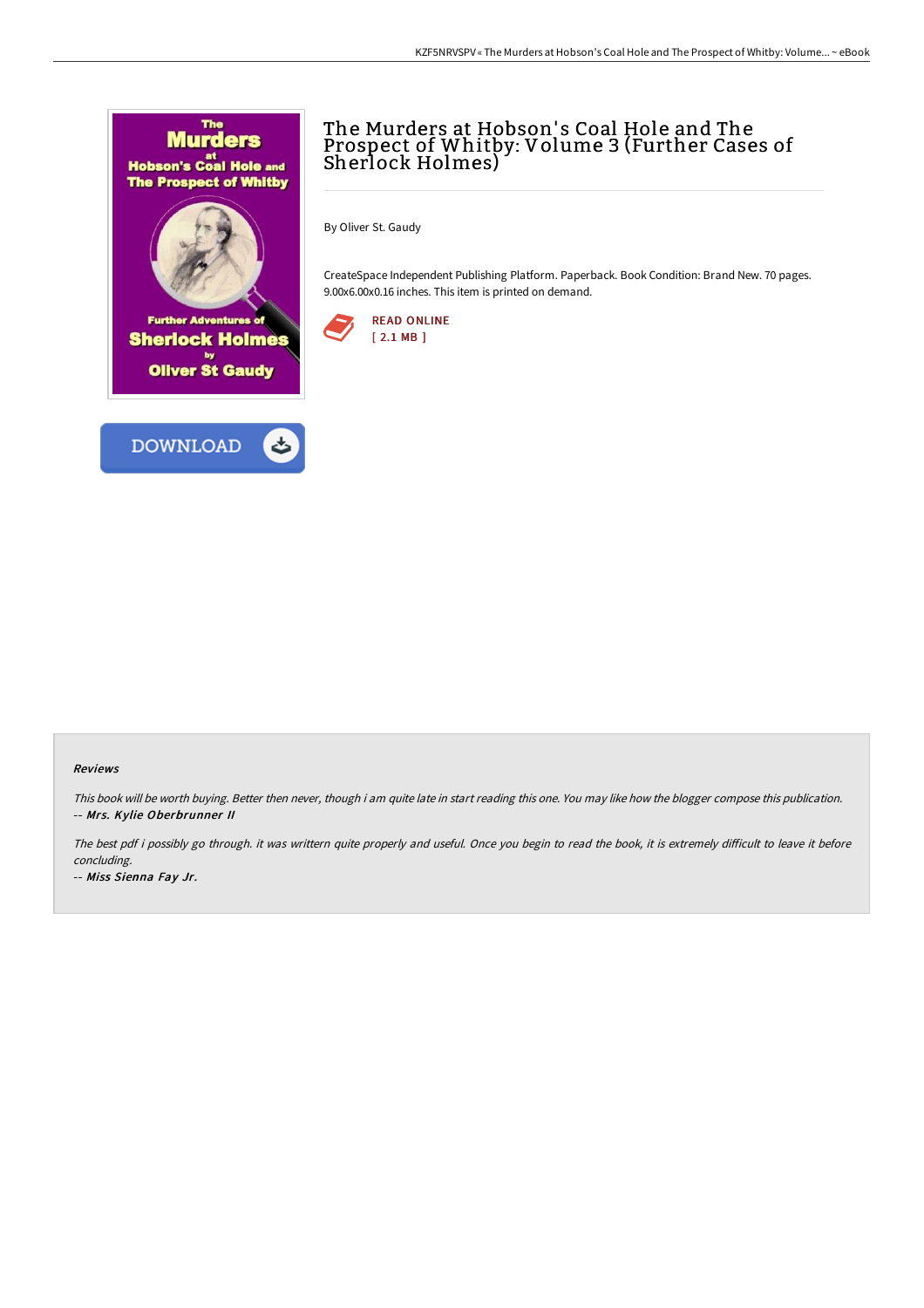# The Murders at Hobson's Coal Hole and The Prospect of Whitby: Volume 3 (Further Cases of Sherlock Holmes)

By Oliver St. Gaudy

CreateSpace Independent Publishing Platform. Paperback. Book Condition: Brand New. 70 pages. 9.00x6.00x0.16 inches. This item is printed on demand.

READ ONLINE
[ 2.1 MB ]

DOWNLOAD

### Reviews

*This book will be worth buying. Better then never, though i am quite late in start reading this one. You may like how the blogger compose this publication.*
*-- Mrs. Kylie Oberbrunner II*

*The best pdf i possibly go through. it was writtern quite properly and useful. Once you begin to read the book, it is extremely difficult to leave it before concluding.*
*-- Miss Sienna Fay Jr.*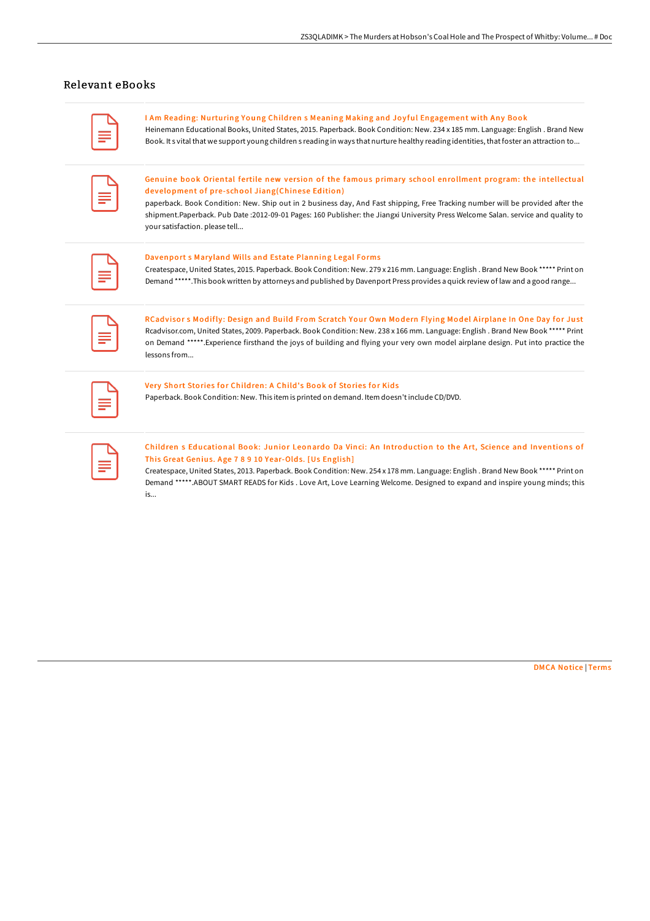## Relevant eBooks

### I Am Reading: Nurturing Young Children s Meaning Making and Joyful Engagement with Any Book

Heinemann Educational Books, United States, 2015. Paperback. Book Condition: New. 234 x 185 mm. Language: English . Brand New Book. It s vital that we support young children s reading in ways that nurture healthy reading identities, that foster an attraction to...

### Genuine book Oriental fertile new version of the famous primary school enrollment program: the intellectual development of pre-school Jiang(Chinese Edition)

paperback. Book Condition: New. Ship out in 2 business day, And Fast shipping, Free Tracking number will be provided after the shipment.Paperback. Pub Date :2012-09-01 Pages: 160 Publisher: the Jiangxi University Press Welcome Salan. service and quality to your satisfaction. please tell...

### Davenport s Maryland Wills and Estate Planning Legal Forms

Createspace, United States, 2015. Paperback. Book Condition: New. 279 x 216 mm. Language: English . Brand New Book ***** Print on Demand *****.This book written by attorneys and published by Davenport Press provides a quick review of law and a good range...

### RCadvisor s Modifly: Design and Build From Scratch Your Own Modern Flying Model Airplane In One Day for Just

Rcadvisor.com, United States, 2009. Paperback. Book Condition: New. 238 x 166 mm. Language: English . Brand New Book ***** Print on Demand *****.Experience firsthand the joys of building and flying your very own model airplane design. Put into practice the lessons from...

### Very Short Stories for Children: A Child's Book of Stories for Kids

Paperback. Book Condition: New. This item is printed on demand. Item doesn't include CD/DVD.

### Children s Educational Book: Junior Leonardo Da Vinci: An Introduction to the Art, Science and Inventions of This Great Genius. Age 7 8 9 10 Year-Olds. [Us English]

Createspace, United States, 2013. Paperback. Book Condition: New. 254 x 178 mm. Language: English . Brand New Book ***** Print on Demand *****.ABOUT SMART READS for Kids . Love Art, Love Learning Welcome. Designed to expand and inspire young minds; this is...